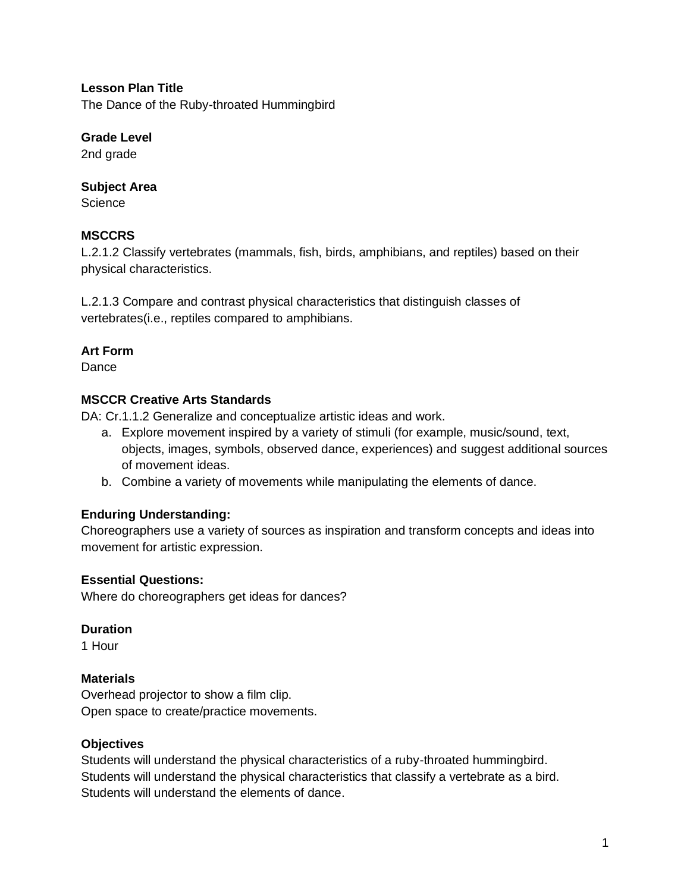**Lesson Plan Title**
The Dance of the Ruby-throated Hummingbird

**Grade Level**
2nd grade

**Subject Area**
Science

**MSCCRS**
L.2.1.2 Classify vertebrates (mammals, fish, birds, amphibians, and reptiles) based on their physical characteristics.

L.2.1.3 Compare and contrast physical characteristics that distinguish classes of vertebrates(i.e., reptiles compared to amphibians.

**Art Form**
Dance

**MSCCR Creative Arts Standards**
DA: Cr.1.1.2 Generalize and conceptualize artistic ideas and work.

a. Explore movement inspired by a variety of stimuli (for example, music/sound, text, objects, images, symbols, observed dance, experiences) and suggest additional sources of movement ideas.
b. Combine a variety of movements while manipulating the elements of dance.

**Enduring Understanding:**
Choreographers use a variety of sources as inspiration and transform concepts and ideas into movement for artistic expression.

**Essential Questions:**
Where do choreographers get ideas for dances?

**Duration**
1 Hour

**Materials**
Overhead projector to show a film clip.
Open space to create/practice movements.

**Objectives**
Students will understand the physical characteristics of a ruby-throated hummingbird.
Students will understand the physical characteristics that classify a vertebrate as a bird.
Students will understand the elements of dance.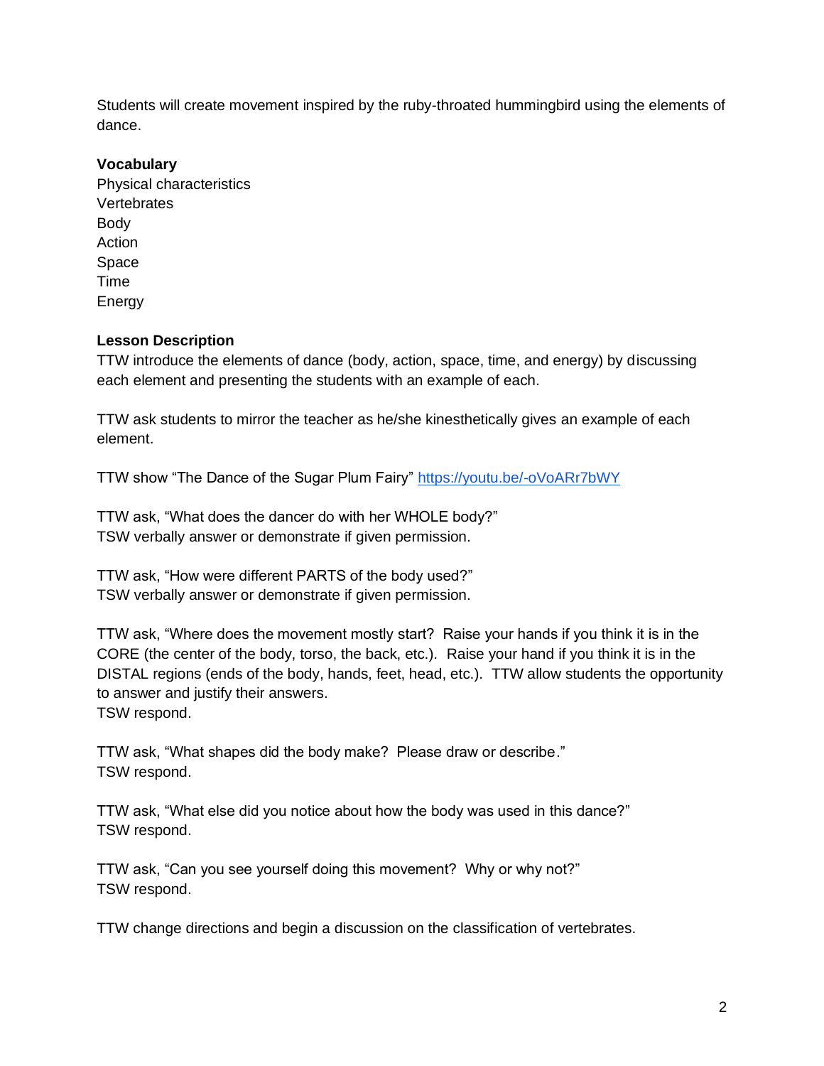Students will create movement inspired by the ruby-throated hummingbird using the elements of dance.

**Vocabulary**

Physical characteristics
Vertebrates
Body
Action
Space
Time
Energy

**Lesson Description**

TTW introduce the elements of dance (body, action, space, time, and energy) by discussing each element and presenting the students with an example of each.

TTW ask students to mirror the teacher as he/she kinesthetically gives an example of each element.

TTW show "The Dance of the Sugar Plum Fairy" [https://youtu.be/-oVoARr7bWY](https://youtu.be/-oVoARr7bWY)

TTW ask, "What does the dancer do with her WHOLE body?"
TSW verbally answer or demonstrate if given permission.

TTW ask, "How were different PARTS of the body used?"
TSW verbally answer or demonstrate if given permission.

TTW ask, "Where does the movement mostly start? Raise your hands if you think it is in the CORE (the center of the body, torso, the back, etc.). Raise your hand if you think it is in the DISTAL regions (ends of the body, hands, feet, head, etc.). TTW allow students the opportunity to answer and justify their answers.
TSW respond.

TTW ask, "What shapes did the body make? Please draw or describe."
TSW respond.

TTW ask, "What else did you notice about how the body was used in this dance?"
TSW respond.

TTW ask, "Can you see yourself doing this movement? Why or why not?"
TSW respond.

TTW change directions and begin a discussion on the classification of vertebrates.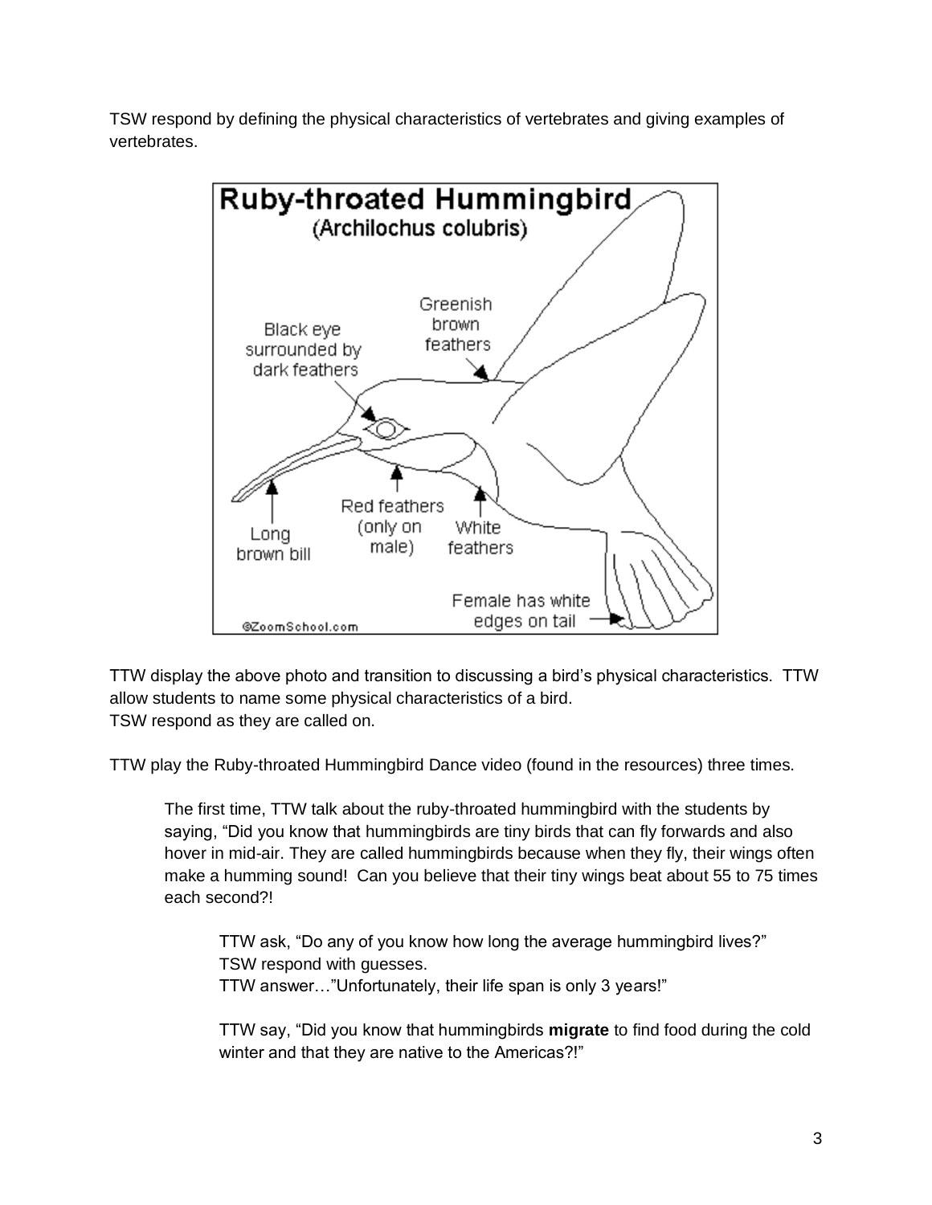TSW respond by defining the physical characteristics of vertebrates and giving examples of vertebrates.

Ruby-throated Hummingbird
(Archilochus colubris)

Black eye surrounded by dark feathers

Greenish brown feathers

Long brown bill

Red feathers (only on male)

White feathers

Female has white edges on tail

©ZoomSchool.com

TTW display the above photo and transition to discussing a bird's physical characteristics. TTW allow students to name some physical characteristics of a bird.
TSW respond as they are called on.

TTW play the Ruby-throated Hummingbird Dance video (found in the resources) three times.

> The first time, TTW talk about the ruby-throated hummingbird with the students by saying, "Did you know that hummingbirds are tiny birds that can fly forwards and also hover in mid-air. They are called hummingbirds because when they fly, their wings often make a humming sound! Can you believe that their tiny wings beat about 55 to 75 times each second?!
>
> > TTW ask, "Do any of you know how long the average hummingbird lives?"
> > TSW respond with guesses.
> > TTW answer…"Unfortunately, their life span is only 3 years!"
> >
> > TTW say, "Did you know that hummingbirds **migrate** to find food during the cold winter and that they are native to the Americas?!"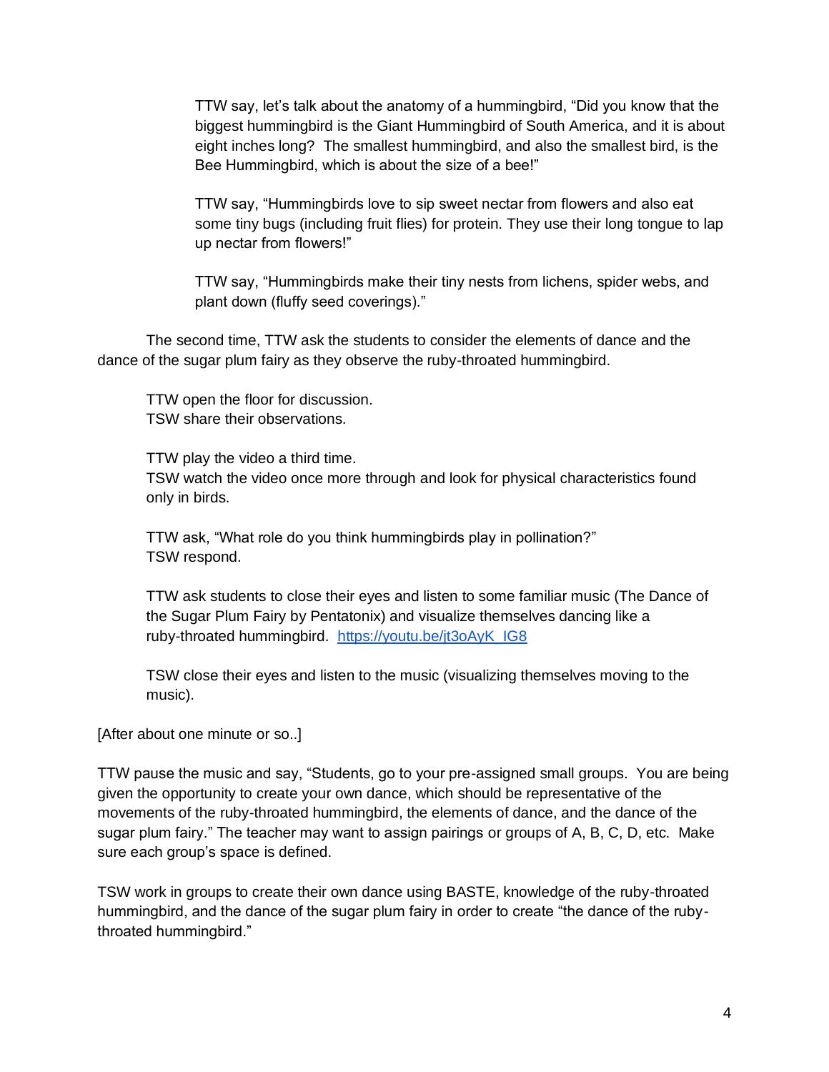TTW say, let's talk about the anatomy of a hummingbird, "Did you know that the biggest hummingbird is the Giant Hummingbird of South America, and it is about eight inches long? The smallest hummingbird, and also the smallest bird, is the Bee Hummingbird, which is about the size of a bee!"

TTW say, "Hummingbirds love to sip sweet nectar from flowers and also eat some tiny bugs (including fruit flies) for protein. They use their long tongue to lap up nectar from flowers!"

TTW say, "Hummingbirds make their tiny nests from lichens, spider webs, and plant down (fluffy seed coverings)."

The second time, TTW ask the students to consider the elements of dance and the dance of the sugar plum fairy as they observe the ruby-throated hummingbird.

TTW open the floor for discussion.
TSW share their observations.

TTW play the video a third time.
TSW watch the video once more through and look for physical characteristics found only in birds.

TTW ask, "What role do you think hummingbirds play in pollination?"
TSW respond.

TTW ask students to close their eyes and listen to some familiar music (The Dance of the Sugar Plum Fairy by Pentatonix) and visualize themselves dancing like a ruby-throated hummingbird. [https://youtu.be/jt3oAyK_IG8](https://youtu.be/jt3oAyK_IG8)

TSW close their eyes and listen to the music (visualizing themselves moving to the music).

[After about one minute or so..]

TTW pause the music and say, "Students, go to your pre-assigned small groups. You are being given the opportunity to create your own dance, which should be representative of the movements of the ruby-throated hummingbird, the elements of dance, and the dance of the sugar plum fairy." The teacher may want to assign pairings or groups of A, B, C, D, etc. Make sure each group's space is defined.

TSW work in groups to create their own dance using BASTE, knowledge of the ruby-throated hummingbird, and the dance of the sugar plum fairy in order to create "the dance of the ruby-throated hummingbird."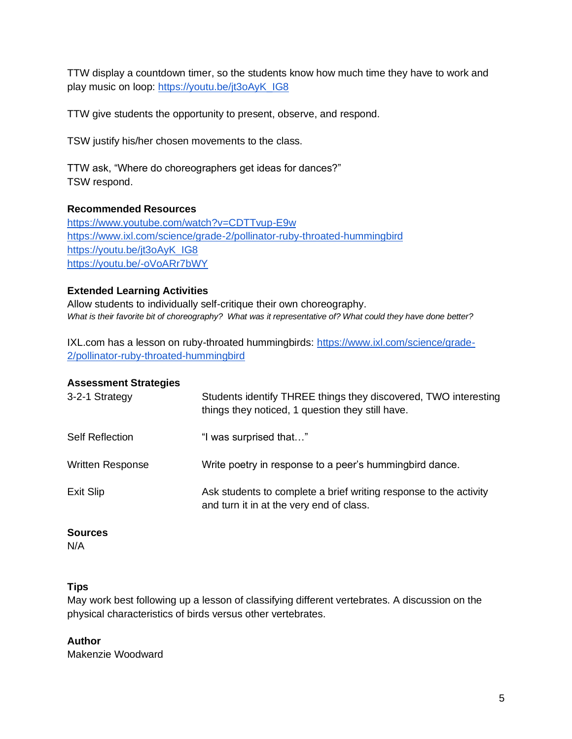TTW display a countdown timer, so the students know how much time they have to work and play music on loop: https://youtu.be/jt3oAyK_IG8

TTW give students the opportunity to present, observe, and respond.

TSW justify his/her chosen movements to the class.

TTW ask, "Where do choreographers get ideas for dances?"
TSW respond.

**Recommended Resources**
https://www.youtube.com/watch?v=CDTTvup-E9w
https://www.ixl.com/science/grade-2/pollinator-ruby-throated-hummingbird
https://youtu.be/jt3oAyK_IG8
https://youtu.be/-oVoARr7bWY

**Extended Learning Activities**
Allow students to individually self-critique their own choreography.
*What is their favorite bit of choreography? What was it representative of? What could they have done better?*

IXL.com has a lesson on ruby-throated hummingbirds: https://www.ixl.com/science/grade-2/pollinator-ruby-throated-hummingbird

**Assessment Strategies**

| | |
|---|---|
| 3-2-1 Strategy | Students identify THREE things they discovered, TWO interesting things they noticed, 1 question they still have. |
| Self Reflection | "I was surprised that…" |
| Written Response | Write poetry in response to a peer's hummingbird dance. |
| Exit Slip | Ask students to complete a brief writing response to the activity and turn it in at the very end of class. |

**Sources**
N/A

**Tips**
May work best following up a lesson of classifying different vertebrates. A discussion on the physical characteristics of birds versus other vertebrates.

**Author**
Makenzie Woodward